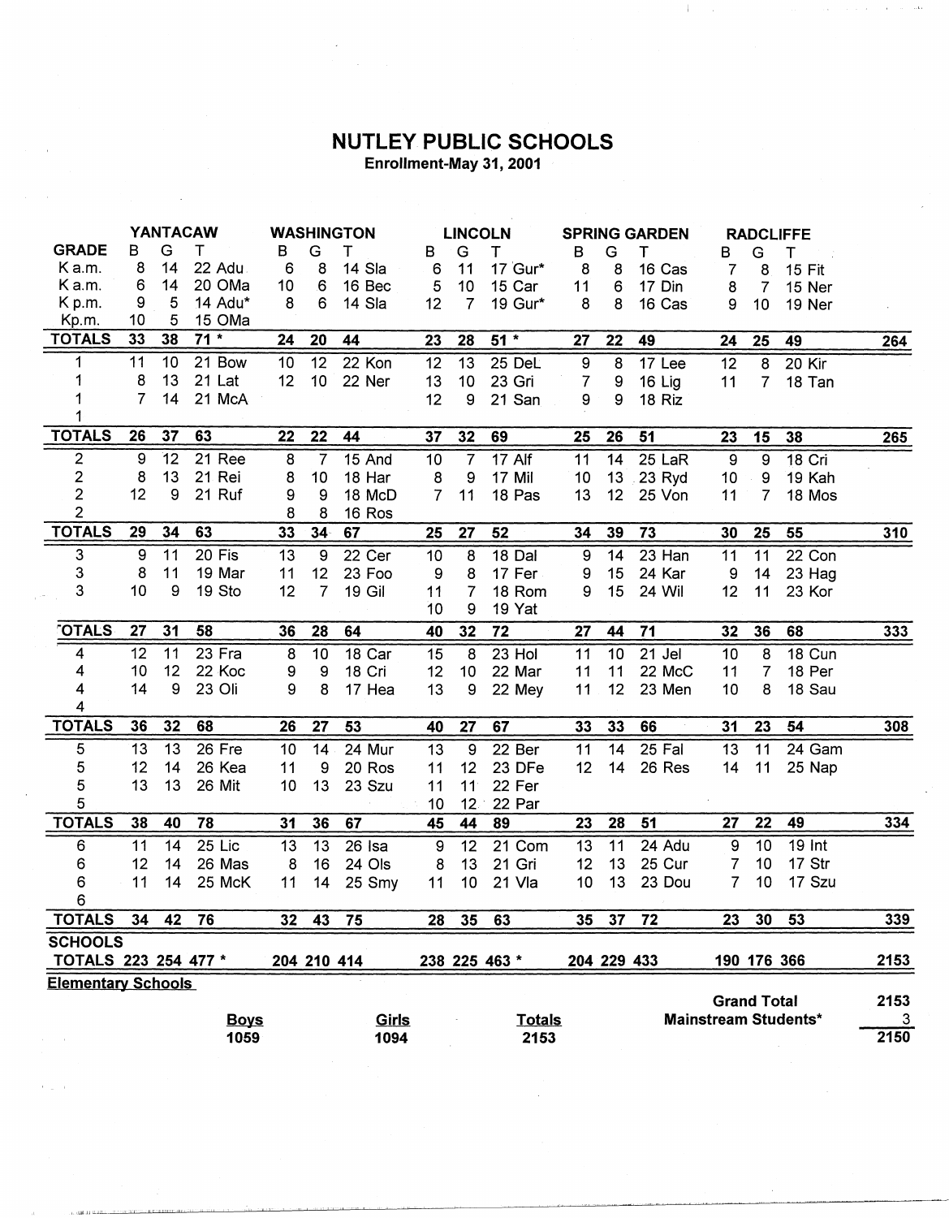# NUTLEY PUBLIC SCHOOLS

Enrollment-May 31, 2001

| | YANTACAW | | | | WASHINGTON | | | | LINCOLN | | | | SPRING GARDEN | | | | RADCLIFFE | | | | |
|---|---|---|---|---|---|---|---|---|---|---|---|---|---|---|---|---|---|---|---|---|---|
| GRADE | B | G | T | | B | G | T | | B | G | T | | B | G | T | | B | G | T | | |
| K a.m. | 8 | 14 | 22 | Adu | 6 | 8 | 14 | Sla | 6 | 11 | 17 | Gur* | 8 | 8 | 16 | Cas | 7 | 8 | 15 | Fit | |
| K a.m. | 6 | 14 | 20 | OMa | 10 | 6 | 16 | Bec | 5 | 10 | 15 | Car | 11 | 6 | 17 | Din | 8 | 7 | 15 | Ner | |
| K p.m. | 9 | 5 | 14 | Adu* | 8 | 6 | 14 | Sla | 12 | 7 | 19 | Gur* | 8 | 8 | 16 | Cas | 9 | 10 | 19 | Ner | |
| Kp.m. | 10 | 5 | 15 | OMa | | | | | | | | | | | | | | | | | |
| TOTALS | 33 | 38 | 71 * | | 24 | 20 | 44 | | 23 | 28 | 51 * | | 27 | 22 | 49 | | 24 | 25 | 49 | | 264 |
| 1 | 11 | 10 | 21 | Bow | 10 | 12 | 22 | Kon | 12 | 13 | 25 | DeL | 9 | 8 | 17 | Lee | 12 | 8 | 20 | Kir | |
| 1 | 8 | 13 | 21 | Lat | 12 | 10 | 22 | Ner | 13 | 10 | 23 | Gri | 7 | 9 | 16 | Lig | 11 | 7 | 18 | Tan | |
| 1 | 7 | 14 | 21 | McA | | | | | 12 | 9 | 21 | San | 9 | 9 | 18 | Riz | | | | | |
| 1 | | | | | | | | | | | | | | | | | | | | | |
| TOTALS | 26 | 37 | 63 | | 22 | 22 | 44 | | 37 | 32 | 69 | | 25 | 26 | 51 | | 23 | 15 | 38 | | 265 |
| 2 | 9 | 12 | 21 | Ree | 8 | 7 | 15 | And | 10 | 7 | 17 | Alf | 11 | 14 | 25 | LaR | 9 | 9 | 18 | Cri | |
| 2 | 8 | 13 | 21 | Rei | 8 | 10 | 18 | Har | 8 | 9 | 17 | Mil | 10 | 13 | 23 | Ryd | 10 | 9 | 19 | Kah | |
| 2 | 12 | 9 | 21 | Ruf | 9 | 9 | 18 | McD | 7 | 11 | 18 | Pas | 13 | 12 | 25 | Von | 11 | 7 | 18 | Mos | |
| 2 | | | | | 8 | 8 | 16 | Ros | | | | | | | | | | | | | |
| TOTALS | 29 | 34 | 63 | | 33 | 34 | 67 | | 25 | 27 | 52 | | 34 | 39 | 73 | | 30 | 25 | 55 | | 310 |
| 3 | 9 | 11 | 20 | Fis | 13 | 9 | 22 | Cer | 10 | 8 | 18 | Dal | 9 | 14 | 23 | Han | 11 | 11 | 22 | Con | |
| 3 | 8 | 11 | 19 | Mar | 11 | 12 | 23 | Foo | 9 | 8 | 17 | Fer | 9 | 15 | 24 | Kar | 9 | 14 | 23 | Hag | |
| 3 | 10 | 9 | 19 | Sto | 12 | 7 | 19 | Gil | 11 | 7 | 18 | Rom | 9 | 15 | 24 | Wil | 12 | 11 | 23 | Kor | |
| | | | | | | | | | 10 | 9 | 19 | Yat | | | | | | | | | |
| TOTALS | 27 | 31 | 58 | | 36 | 28 | 64 | | 40 | 32 | 72 | | 27 | 44 | 71 | | 32 | 36 | 68 | | 333 |
| 4 | 12 | 11 | 23 | Fra | 8 | 10 | 18 | Car | 15 | 8 | 23 | Hol | 11 | 10 | 21 | Jel | 10 | 8 | 18 | Cun | |
| 4 | 10 | 12 | 22 | Koc | 9 | 9 | 18 | Cri | 12 | 10 | 22 | Mar | 11 | 11 | 22 | McC | 11 | 7 | 18 | Per | |
| 4 | 14 | 9 | 23 | Oli | 9 | 8 | 17 | Hea | 13 | 9 | 22 | Mey | 11 | 12 | 23 | Men | 10 | 8 | 18 | Sau | |
| 4 | | | | | | | | | | | | | | | | | | | | | |
| TOTALS | 36 | 32 | 68 | | 26 | 27 | 53 | | 40 | 27 | 67 | | 33 | 33 | 66 | | 31 | 23 | 54 | | 308 |
| 5 | 13 | 13 | 26 | Fre | 10 | 14 | 24 | Mur | 13 | 9 | 22 | Ber | 11 | 14 | 25 | Fal | 13 | 11 | 24 | Gam | |
| 5 | 12 | 14 | 26 | Kea | 11 | 9 | 20 | Ros | 11 | 12 | 23 | DFe | 12 | 14 | 26 | Res | 14 | 11 | 25 | Nap | |
| 5 | 13 | 13 | 26 | Mit | 10 | 13 | 23 | Szu | 11 | 11 | 22 | Fer | | | | | | | | | |
| 5 | | | | | | | | | 10 | 12 | 22 | Par | | | | | | | | | |
| TOTALS | 38 | 40 | 78 | | 31 | 36 | 67 | | 45 | 44 | 89 | | 23 | 28 | 51 | | 27 | 22 | 49 | | 334 |
| 6 | 11 | 14 | 25 | Lic | 13 | 13 | 26 | Isa | 9 | 12 | 21 | Com | 13 | 11 | 24 | Adu | 9 | 10 | 19 | Int | |
| 6 | 12 | 14 | 26 | Mas | 8 | 16 | 24 | Ols | 8 | 13 | 21 | Gri | 12 | 13 | 25 | Cur | 7 | 10 | 17 | Str | |
| 6 | 11 | 14 | 25 | McK | 11 | 14 | 25 | Smy | 11 | 10 | 21 | Vla | 10 | 13 | 23 | Dou | 7 | 10 | 17 | Szu | |
| 6 | | | | | | | | | | | | | | | | | | | | | |
| TOTALS | 34 | 42 | 76 | | 32 | 43 | 75 | | 28 | 35 | 63 | | 35 | 37 | 72 | | 23 | 30 | 53 | | 339 |
| SCHOOLS TOTALS | 223 | 254 | 477 * | | 204 | 210 | 414 | | 238 | 225 | 463 * | | 204 | 229 | 433 | | 190 | 176 | 366 | | 2153 |

**Elementary Schools**

| Boys | Girls | Totals |
|---|---|---|
| 1059 | 1094 | 2153 |

| | |
|---|---|
| **Grand Total** | 2153 |
| **Mainstream Students*** | 3 |
| | 2150 |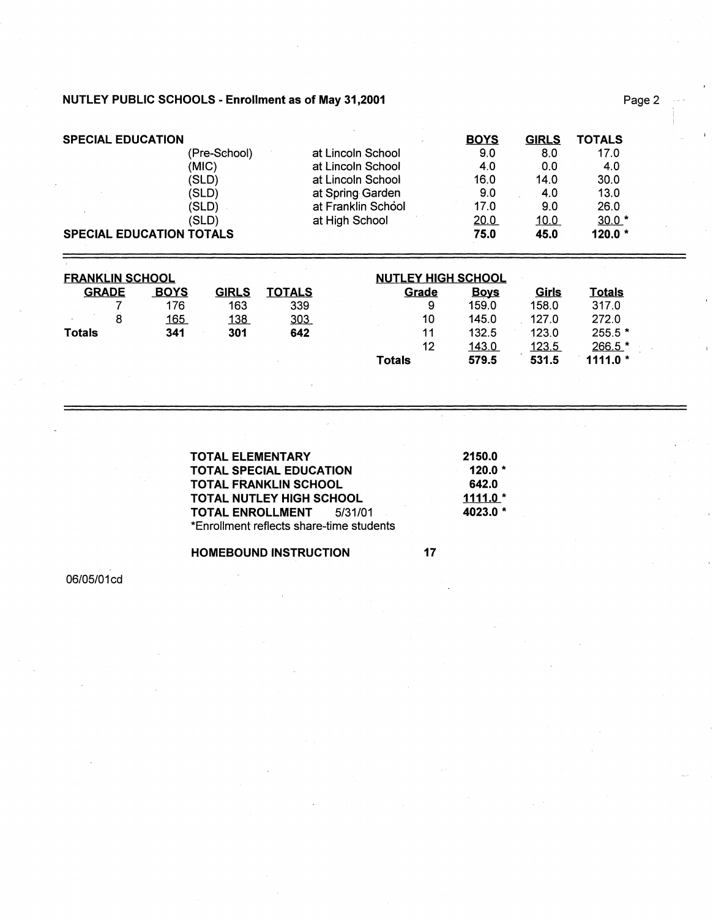## NUTLEY PUBLIC SCHOOLS - Enrollment as of May 31,2001

| SPECIAL EDUCATION | | | BOYS | GIRLS | TOTALS |
|---|---|---|---|---|---|
| | (Pre-School) | at Lincoln School | 9.0 | 8.0 | 17.0 |
| | (MIC) | at Lincoln School | 4.0 | 0.0 | 4.0 |
| | (SLD) | at Lincoln School | 16.0 | 14.0 | 30.0 |
| | (SLD) | at Spring Garden | 9.0 | 4.0 | 13.0 |
| | (SLD) | at Franklin School | 17.0 | 9.0 | 26.0 |
| | (SLD) | at High School | 20.0 | 10.0 | 30.0 * |
| **SPECIAL EDUCATION TOTALS** | | | **75.0** | **45.0** | **120.0 *** |

**FRANKLIN SCHOOL**

| GRADE | BOYS | GIRLS | TOTALS |
|---|---|---|---|
| 7 | 176 | 163 | 339 |
| 8 | 165 | 138 | 303 |
| **Totals** | **341** | **301** | **642** |

**NUTLEY HIGH SCHOOL**

| Grade | Boys | Girls | Totals |
|---|---|---|---|
| 9 | 159.0 | 158.0 | 317.0 |
| 10 | 145.0 | 127.0 | 272.0 |
| 11 | 132.5 | 123.0 | 255.5 * |
| 12 | 143.0 | 123.5 | 266.5 * |
| **Totals** | **579.5** | **531.5** | **1111.0 *** |

| | |
|---|---|
| **TOTAL ELEMENTARY** | **2150.0** |
| **TOTAL SPECIAL EDUCATION** | **120.0 *** |
| **TOTAL FRANKLIN SCHOOL** | **642.0** |
| **TOTAL NUTLEY HIGH SCHOOL** | **1111.0 *** |
| **TOTAL ENROLLMENT** 5/31/01 | **4023.0 *** |

*Enrollment reflects share-time students

**HOMEBOUND INSTRUCTION** **17**

06/05/01cd